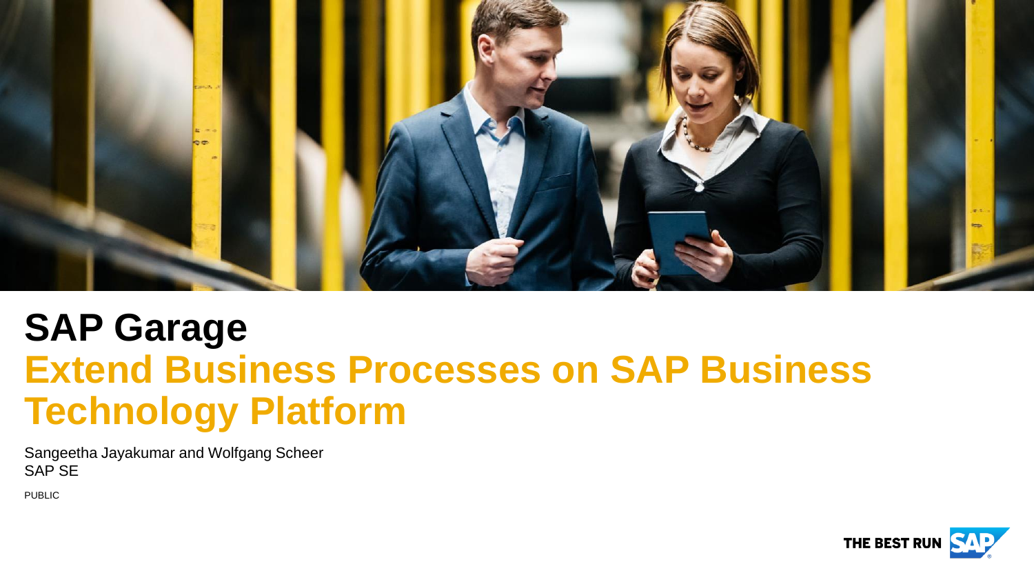# SAP Garage

## Extend Business Processes on SAP Business Technology Platform

Sangeetha Jayakumar and Wolfgang Scheer
SAP SE

PUBLIC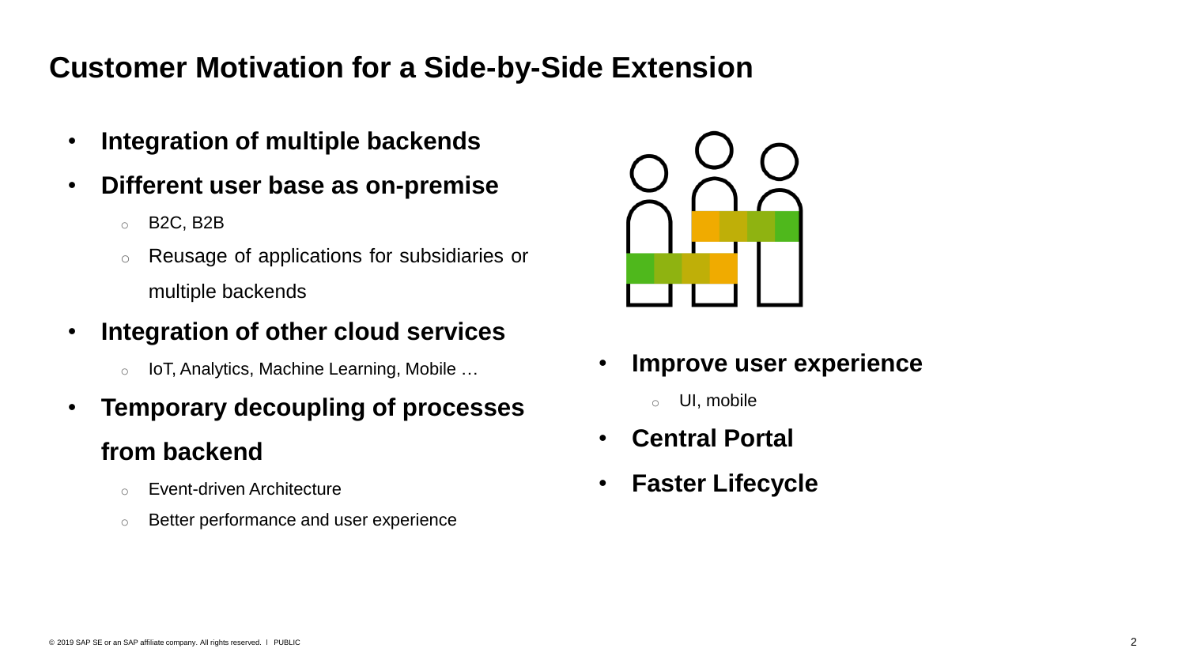# Customer Motivation for a Side-by-Side Extension

- **Integration of multiple backends**
- **Different user base as on-premise**
  - B2C, B2B
  - Reusage of applications for subsidiaries or multiple backends
- **Integration of other cloud services**
  - IoT, Analytics, Machine Learning, Mobile …
- **Temporary decoupling of processes from backend**
  - Event-driven Architecture
  - Better performance and user experience
- **Improve user experience**
  - UI, mobile
- **Central Portal**
- **Faster Lifecycle**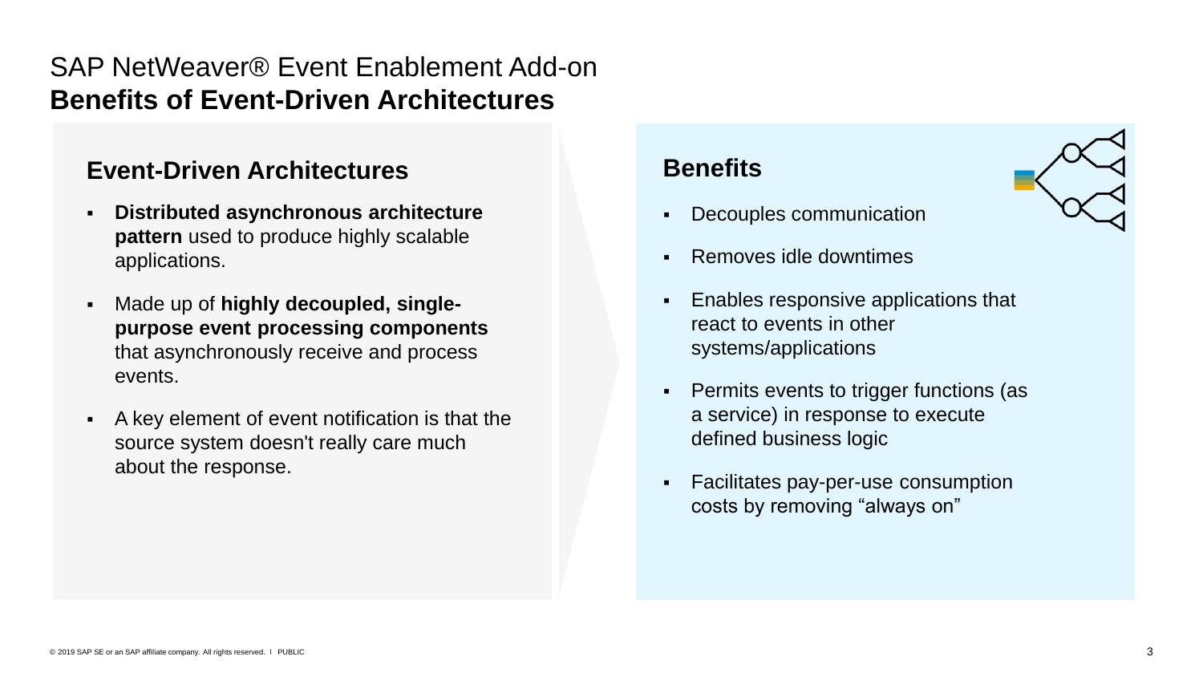# SAP NetWeaver® Event Enablement Add-on
## **Benefits of Event-Driven Architectures**

### Event-Driven Architectures

- **Distributed asynchronous architecture pattern** used to produce highly scalable applications.
- Made up of **highly decoupled, single-purpose event processing components** that asynchronously receive and process events.
- A key element of event notification is that the source system doesn't really care much about the response.

### Benefits

- Decouples communication
- Removes idle downtimes
- Enables responsive applications that react to events in other systems/applications
- Permits events to trigger functions (as a service) in response to execute defined business logic
- Facilitates pay-per-use consumption costs by removing "always on"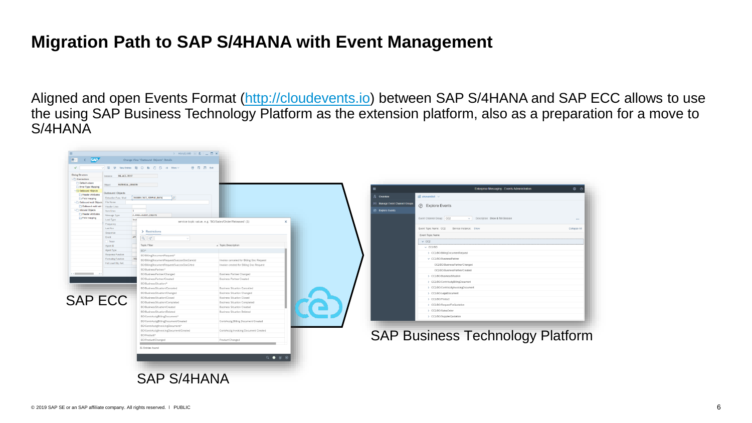# Migration Path to SAP S/4HANA with Event Management

Aligned and open Events Format (http://cloudevents.io) between SAP S/4HANA and SAP ECC allows to use the using SAP Business Technology Platform as the extension platform, also as a preparation for a move to S/4HANA

SAP ECC

SAP S/4HANA

SAP Business Technology Platform

© 2019 SAP SE or an SAP affiliate company. All rights reserved. ǀ PUBLIC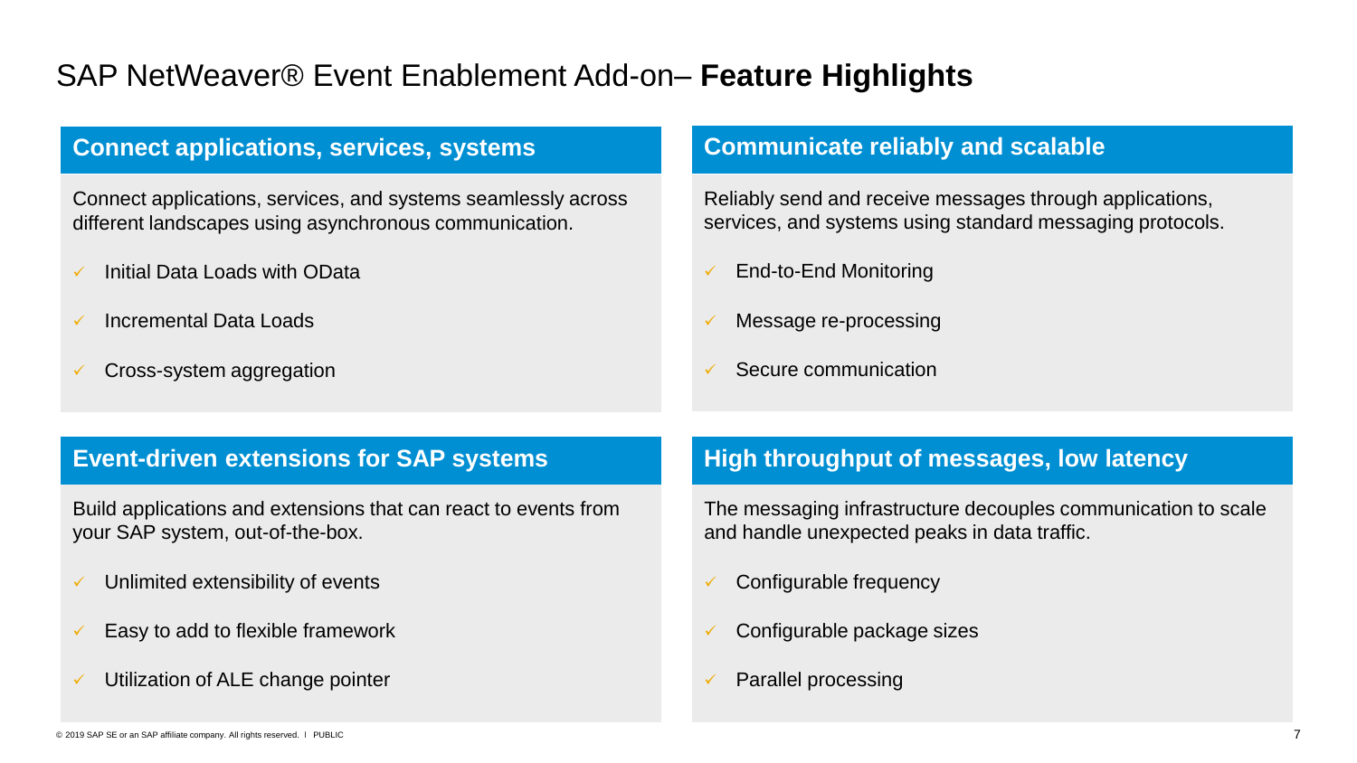# SAP NetWeaver® Event Enablement Add-on– **Feature Highlights**

## Connect applications, services, systems

Connect applications, services, and systems seamlessly across different landscapes using asynchronous communication.

- ✓ Initial Data Loads with OData
- ✓ Incremental Data Loads
- ✓ Cross-system aggregation

## Communicate reliably and scalable

Reliably send and receive messages through applications, services, and systems using standard messaging protocols.

- ✓ End-to-End Monitoring
- ✓ Message re-processing
- ✓ Secure communication

## Event-driven extensions for SAP systems

Build applications and extensions that can react to events from your SAP system, out-of-the-box.

- ✓ Unlimited extensibility of events
- ✓ Easy to add to flexible framework
- ✓ Utilization of ALE change pointer

## High throughput of messages, low latency

The messaging infrastructure decouples communication to scale and handle unexpected peaks in data traffic.

- ✓ Configurable frequency
- ✓ Configurable package sizes
- ✓ Parallel processing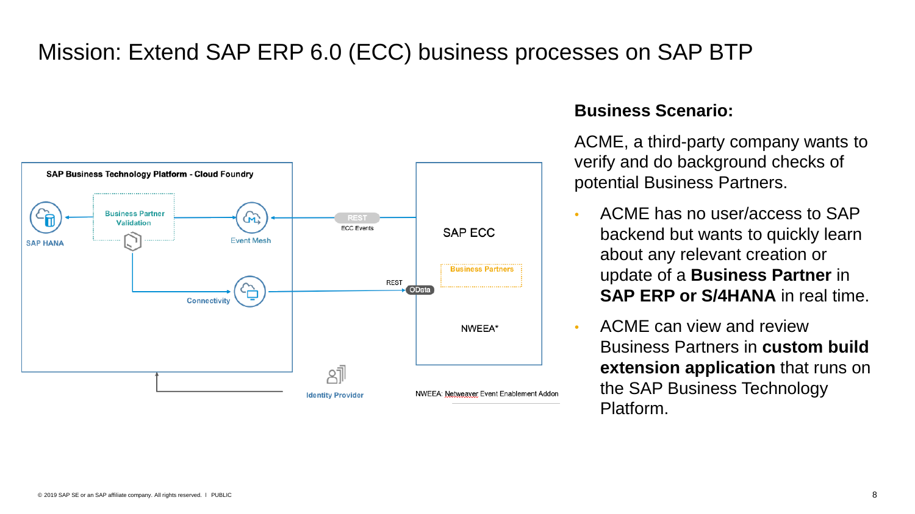# Mission: Extend SAP ERP 6.0 (ECC) business processes on SAP BTP

SAP Business Technology Platform - Cloud Foundry

SAP HANA

Business Partner Validation

Event Mesh

Connectivity

REST

ECC Events

REST

OData

SAP ECC

Business Partners

NWEEA*

Identity Provider

NWEEA: Netweaver Event Enablement Addon

**Business Scenario:**

ACME, a third-party company wants to verify and do background checks of potential Business Partners.

- ACME has no user/access to SAP backend but wants to quickly learn about any relevant creation or update of a **Business Partner** in **SAP ERP or S/4HANA** in real time.
- ACME can view and review Business Partners in **custom build extension application** that runs on the SAP Business Technology Platform.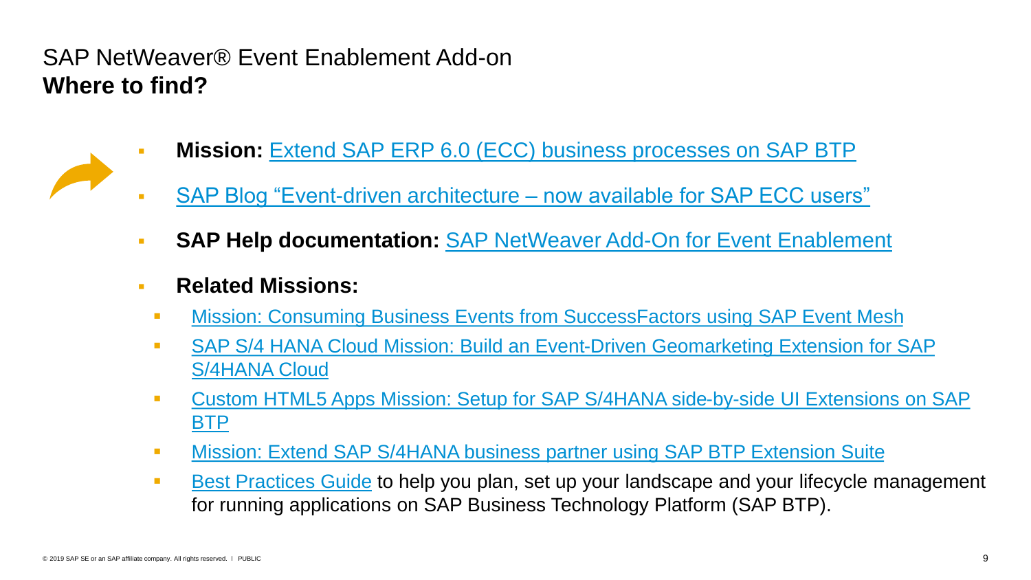# SAP NetWeaver® Event Enablement Add-on

## Where to find?

- **Mission:** Extend SAP ERP 6.0 (ECC) business processes on SAP BTP
- SAP Blog "Event-driven architecture – now available for SAP ECC users"
- **SAP Help documentation:** SAP NetWeaver Add-On for Event Enablement
- **Related Missions:**
  - Mission: Consuming Business Events from SuccessFactors using SAP Event Mesh
  - SAP S/4 HANA Cloud Mission: Build an Event-Driven Geomarketing Extension for SAP S/4HANA Cloud
  - Custom HTML5 Apps Mission: Setup for SAP S/4HANA side-by-side UI Extensions on SAP BTP
  - Mission: Extend SAP S/4HANA business partner using SAP BTP Extension Suite
  - Best Practices Guide to help you plan, set up your landscape and your lifecycle management for running applications on SAP Business Technology Platform (SAP BTP).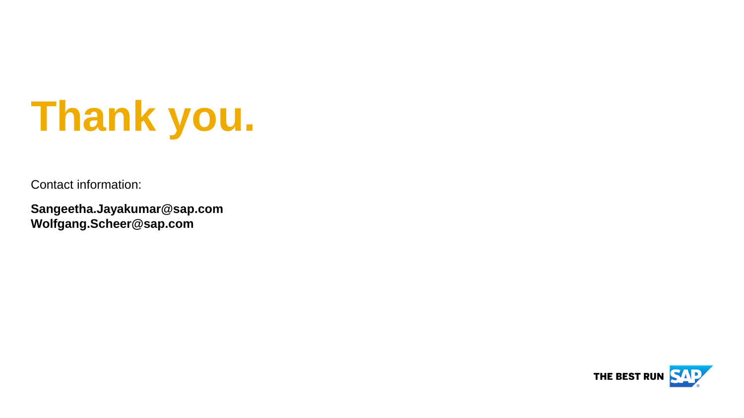# Thank you.

Contact information:

**Sangeetha.Jayakumar@sap.com**
**Wolfgang.Scheer@sap.com**

THE BEST RUN SAP